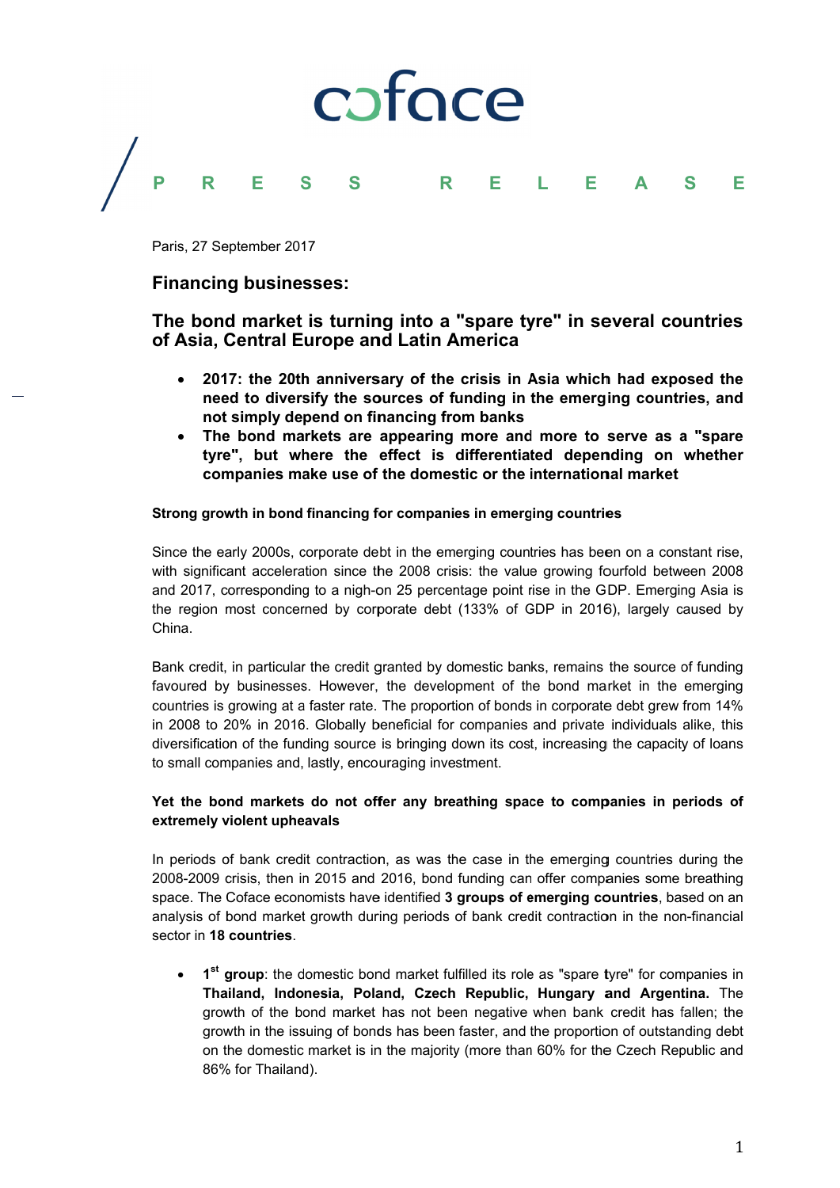coface

PRESS RELEASE

Paris, 27 September 2017

## Financing businesses:

## The bond market is turning into a "spare tyre" in several countries of Asia, Central Europe and Latin America

- **2017: the 20th anniversary of the crisis in Asia which had exposed the need to diversify the sources of funding in the emerging countries, and not simply depend on financing from banks**
- **The bond markets are appearing more and more to serve as a "spare tyre", but where the effect is differentiated depending on whether companies make use of the domestic or the international market**

**Strong growth in bond financing for companies in emerging countries**

Since the early 2000s, corporate debt in the emerging countries has been on a constant rise, with significant acceleration since the 2008 crisis: the value growing fourfold between 2008 and 2017, corresponding to a nigh-on 25 percentage point rise in the GDP. Emerging Asia is the region most concerned by corporate debt (133% of GDP in 2016), largely caused by China.

Bank credit, in particular the credit granted by domestic banks, remains the source of funding favoured by businesses. However, the development of the bond market in the emerging countries is growing at a faster rate. The proportion of bonds in corporate debt grew from 14% in 2008 to 20% in 2016. Globally beneficial for companies and private individuals alike, this diversification of the funding source is bringing down its cost, increasing the capacity of loans to small companies and, lastly, encouraging investment.

**Yet the bond markets do not offer any breathing space to companies in periods of extremely violent upheavals**

In periods of bank credit contraction, as was the case in the emerging countries during the 2008-2009 crisis, then in 2015 and 2016, bond funding can offer companies some breathing space. The Coface economists have identified **3 groups of emerging countries**, based on an analysis of bond market growth during periods of bank credit contraction in the non-financial sector in **18 countries**.

- **1st group**: the domestic bond market fulfilled its role as "spare tyre" for companies in **Thailand, Indonesia, Poland, Czech Republic, Hungary and Argentina.** The growth of the bond market has not been negative when bank credit has fallen; the growth in the issuing of bonds has been faster, and the proportion of outstanding debt on the domestic market is in the majority (more than 60% for the Czech Republic and 86% for Thailand).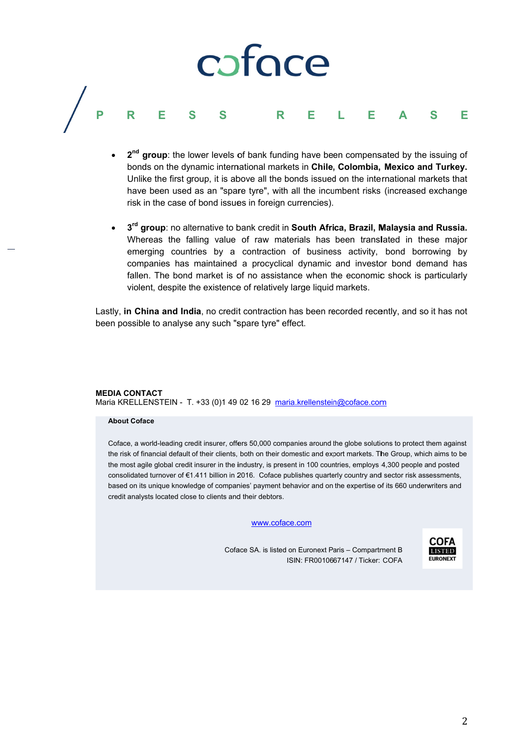- **2nd group**: the lower levels of bank funding have been compensated by the issuing of bonds on the dynamic international markets in **Chile, Colombia, Mexico and Turkey.** Unlike the first group, it is above all the bonds issued on the international markets that have been used as an "spare tyre", with all the incumbent risks (increased exchange risk in the case of bond issues in foreign currencies).

- **3rd group**: no alternative to bank credit in **South Africa, Brazil, Malaysia and Russia.** Whereas the falling value of raw materials has been translated in these major emerging countries by a contraction of business activity, bond borrowing by companies has maintained a procyclical dynamic and investor bond demand has fallen. The bond market is of no assistance when the economic shock is particularly violent, despite the existence of relatively large liquid markets.

Lastly, **in China and India**, no credit contraction has been recorded recently, and so it has not been possible to analyse any such "spare tyre" effect.

**MEDIA CONTACT**
Maria KRELLENSTEIN - T. +33 (0)1 49 02 16 29 maria.krellenstein@coface.com

**About Coface**

Coface, a world-leading credit insurer, offers 50,000 companies around the globe solutions to protect them against the risk of financial default of their clients, both on their domestic and export markets. The Group, which aims to be the most agile global credit insurer in the industry, is present in 100 countries, employs 4,300 people and posted consolidated turnover of €1.411 billion in 2016. Coface publishes quarterly country and sector risk assessments, based on its unique knowledge of companies' payment behavior and on the expertise of its 660 underwriters and credit analysts located close to clients and their debtors.

www.coface.com

Coface SA. is listed on Euronext Paris – Compartment B
ISIN: FR0010667147 / Ticker: COFA

COFA LISTED EURONEXT